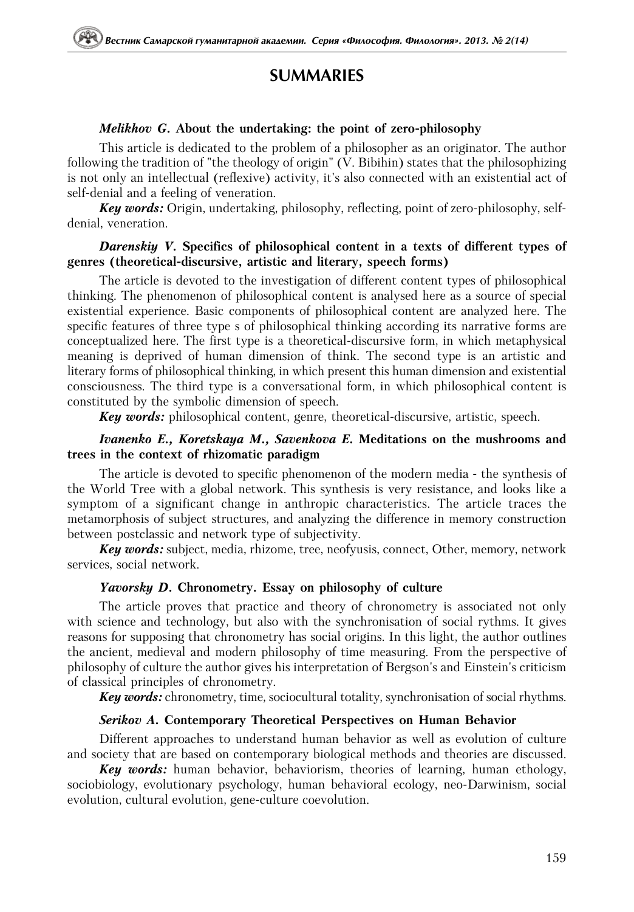# SUMMARIES

***Melikhov G.* About the undertaking: the point of zero-philosophy**

This article is dedicated to the problem of a philosopher as an originator. The author following the tradition of "the theology of origin" (V. Bibihin) states that the philosophizing is not only an intellectual (reflexive) activity, it's also connected with an existential act of self-denial and a feeling of veneration.

***Key words:*** Origin, undertaking, philosophy, reflecting, point of zero-philosophy, self-denial, veneration.

***Darenskiy V.* Specifics of philosophical content in a texts of different types of genres (theoretical-discursive, artistic and literary, speech forms)**

The article is devoted to the investigation of different content types of philosophical thinking. The phenomenon of philosophical content is analysed here as a source of special existential experience. Basic components of philosophical content are analyzed here. The specific features of three type s of philosophical thinking according its narrative forms are conceptualized here. The first type is a theoretical-discursive form, in which metaphysical meaning is deprived of human dimension of think. The second type is an artistic and literary forms of philosophical thinking, in which present this human dimension and existential consciousness. The third type is a conversational form, in which philosophical content is constituted by the symbolic dimension of speech.

***Key words:*** philosophical content, genre, theoretical-discursive, artistic, speech.

***Ivanenko E., Koretskaya M., Savenkova E.* Meditations on the mushrooms and trees in the context of rhizomatic paradigm**

The article is devoted to specific phenomenon of the modern media - the synthesis of the World Tree with a global network. This synthesis is very resistance, and looks like a symptom of a significant change in anthropic characteristics. The article traces the metamorphosis of subject structures, and analyzing the difference in memory construction between postclassic and network type of subjectivity.

***Key words:*** subject, media, rhizome, tree, neofyusis, connect, Other, memory, network services, social network.

***Yavorsky D.* Chronometry. Essay on philosophy of culture**

The article proves that practice and theory of chronometry is associated not only with science and technology, but also with the synchronisation of social rythms. It gives reasons for supposing that chronometry has social origins. In this light, the author outlines the ancient, medieval and modern philosophy of time measuring. From the perspective of philosophy of culture the author gives his interpretation of Bergson's and Einstein's criticism of classical principles of chronometry.

***Key words:*** chronometry, time, sociocultural totality, synchronisation of social rhythms.

***Serikov A.* Contemporary Theoretical Perspectives on Human Behavior**

Different approaches to understand human behavior as well as evolution of culture and society that are based on contemporary biological methods and theories are discussed.

***Key words:*** human behavior, behaviorism, theories of learning, human ethology, sociobiology, evolutionary psychology, human behavioral ecology, neo-Darwinism, social evolution, cultural evolution, gene-culture coevolution.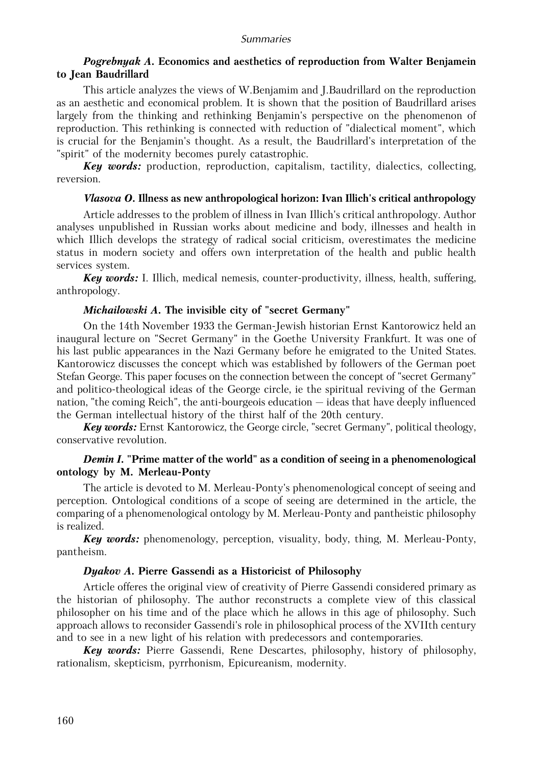### *Pogrebnyak A.* Economics and aesthetics of reproduction from Walter Benjamein to Jean Baudrillard

This article analyzes the views of W.Benjamim and J.Baudrillard on the reproduction as an aesthetic and economical problem. It is shown that the position of Baudrillard arises largely from the thinking and rethinking Benjamin's perspective on the phenomenon of reproduction. This rethinking is connected with reduction of "dialectical moment", which is crucial for the Benjamin's thought. As a result, the Baudrillard's interpretation of the "spirit" of the modernity becomes purely catastrophic.

***Key words:*** production, reproduction, capitalism, tactility, dialectics, collecting, reversion.

### *Vlasova O.* Illness as new anthropological horizon: Ivan Illich's critical anthropology

Article addresses to the problem of illness in Ivan Illich's critical anthropology. Author analyses unpublished in Russian works about medicine and body, illnesses and health in which Illich develops the strategy of radical social criticism, overestimates the medicine status in modern society and offers own interpretation of the health and public health services system.

***Key words:*** I. Illich, medical nemesis, counter-productivity, illness, health, suffering, anthropology.

### *Michailowski A.* The invisible city of "secret Germany"

On the 14th November 1933 the German-Jewish historian Ernst Kantorowicz held an inaugural lecture on "Secret Germany" in the Goethe University Frankfurt. It was one of his last public appearances in the Nazi Germany before he emigrated to the United States. Kantorowicz discusses the concept which was established by followers of the German poet Stefan George. This paper focuses on the connection between the concept of "secret Germany" and politico-theological ideas of the George circle, ie the spiritual reviving of the German nation, "the coming Reich", the anti-bourgeois education — ideas that have deeply influenced the German intellectual history of the thirst half of the 20th century.

***Key words:*** Ernst Kantorowicz, the George circle, "secret Germany", political theology, conservative revolution.

### *Demin I.* "Prime matter of the world" as a condition of seeing in a phenomenological ontology by M. Merleau-Ponty

The article is devoted to M. Merleau-Ponty's phenomenological concept of seeing and perception. Ontological conditions of a scope of seeing are determined in the article, the comparing of a phenomenological ontology by M. Merleau-Ponty and pantheistic philosophy is realized.

***Key words:*** phenomenology, perception, visuality, body, thing, M. Merleau-Ponty, pantheism.

### *Dyakov A.* Pierre Gassendi as a Historicist of Philosophy

Article offeres the original view of creativity of Pierre Gassendi considered primary as the historian of philosophy. The author reconstructs a complete view of this classical philosopher on his time and of the place which he allows in this age of philosophy. Such approach allows to reconsider Gassendi's role in philosophical process of the XVIIth century and to see in a new light of his relation with predecessors and contemporaries.

***Key words:*** Pierre Gassendi, Rene Descartes, philosophy, history of philosophy, rationalism, skepticism, pyrrhonism, Epicureanism, modernity.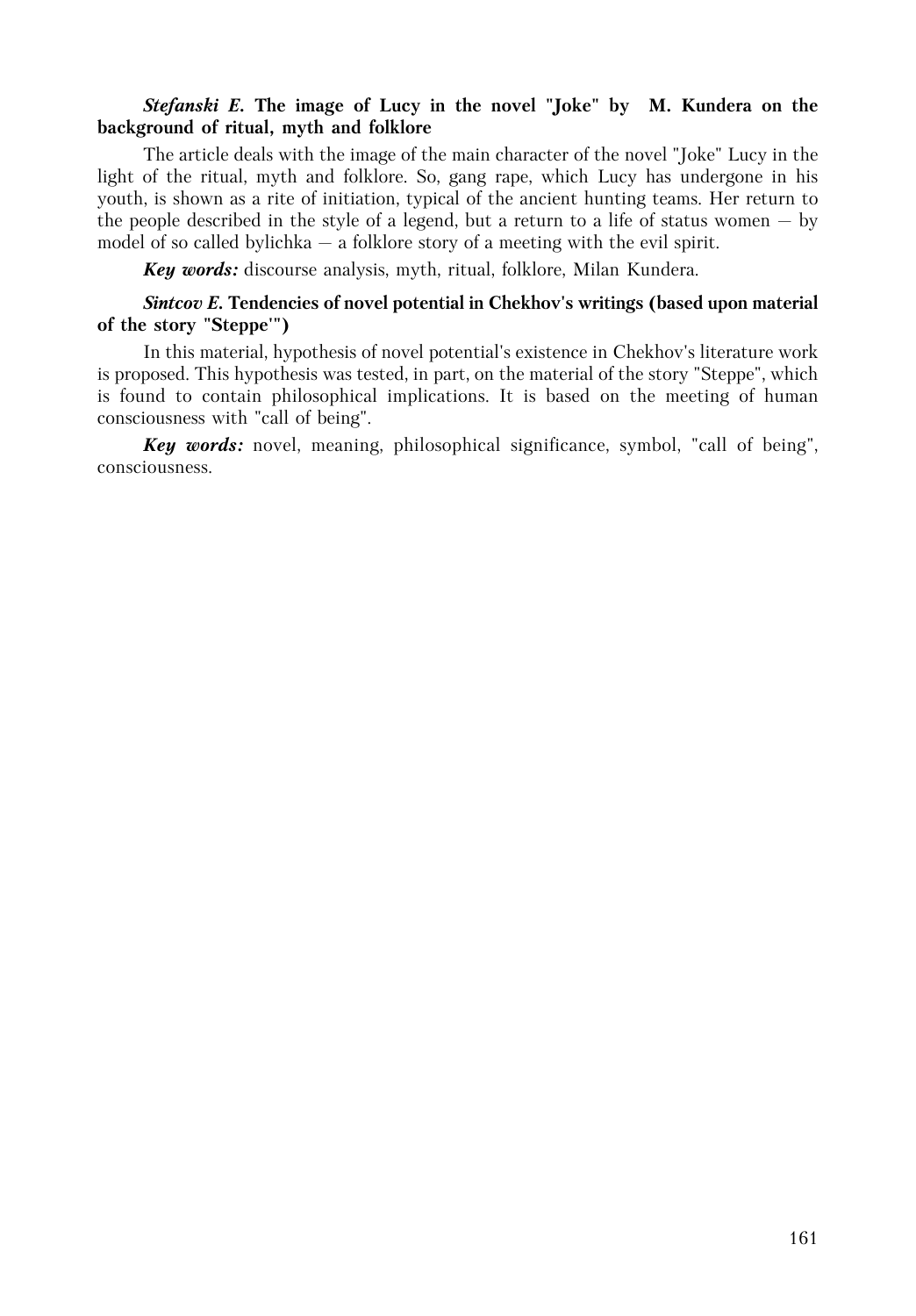***Stefanski E.* The image of Lucy in the novel "Joke" by M. Kundera on the background of ritual, myth and folklore**

The article deals with the image of the main character of the novel "Joke" Lucy in the light of the ritual, myth and folklore. So, gang rape, which Lucy has undergone in his youth, is shown as a rite of initiation, typical of the ancient hunting teams. Her return to the people described in the style of a legend, but a return to a life of status women — by model of so called bylichka — a folklore story of a meeting with the evil spirit.

***Key words:*** discourse analysis, myth, ritual, folklore, Milan Kundera.

***Sintcov E.* Tendencies of novel potential in Chekhov's writings (based upon material of the story "Steppe'")**

In this material, hypothesis of novel potential's existence in Chekhov's literature work is proposed. This hypothesis was tested, in part, on the material of the story "Steppe", which is found to contain philosophical implications. It is based on the meeting of human consciousness with "call of being".

***Key words:*** novel, meaning, philosophical significance, symbol, "call of being", consciousness.